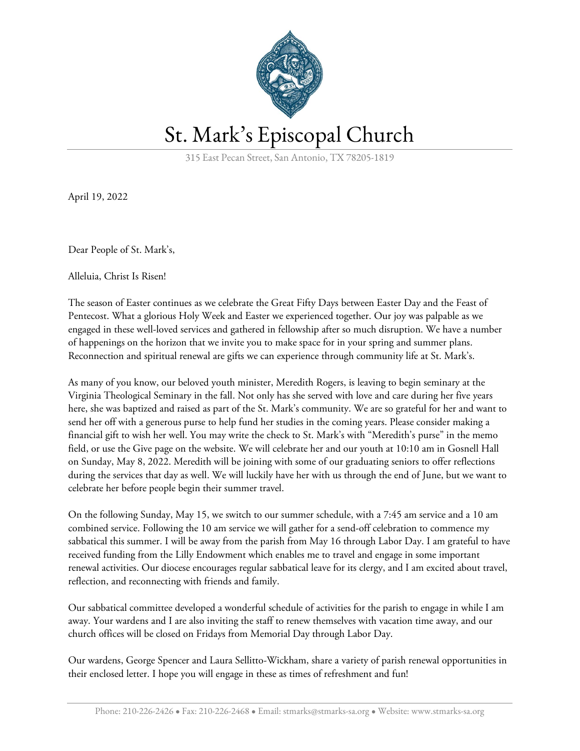# St. Mark's Episcopal Church

315 East Pecan Street, San Antonio, TX 78205-1819

April 19, 2022

Dear People of St. Mark's,

Alleluia, Christ Is Risen!

The season of Easter continues as we celebrate the Great Fifty Days between Easter Day and the Feast of Pentecost. What a glorious Holy Week and Easter we experienced together. Our joy was palpable as we engaged in these well-loved services and gathered in fellowship after so much disruption. We have a number of happenings on the horizon that we invite you to make space for in your spring and summer plans. Reconnection and spiritual renewal are gifts we can experience through community life at St. Mark's.

As many of you know, our beloved youth minister, Meredith Rogers, is leaving to begin seminary at the Virginia Theological Seminary in the fall. Not only has she served with love and care during her five years here, she was baptized and raised as part of the St. Mark's community. We are so grateful for her and want to send her off with a generous purse to help fund her studies in the coming years. Please consider making a financial gift to wish her well. You may write the check to St. Mark's with "Meredith's purse" in the memo field, or use the Give page on the website. We will celebrate her and our youth at 10:10 am in Gosnell Hall on Sunday, May 8, 2022. Meredith will be joining with some of our graduating seniors to offer reflections during the services that day as well. We will luckily have her with us through the end of June, but we want to celebrate her before people begin their summer travel.

On the following Sunday, May 15, we switch to our summer schedule, with a 7:45 am service and a 10 am combined service. Following the 10 am service we will gather for a send-off celebration to commence my sabbatical this summer. I will be away from the parish from May 16 through Labor Day. I am grateful to have received funding from the Lilly Endowment which enables me to travel and engage in some important renewal activities. Our diocese encourages regular sabbatical leave for its clergy, and I am excited about travel, reflection, and reconnecting with friends and family.

Our sabbatical committee developed a wonderful schedule of activities for the parish to engage in while I am away. Your wardens and I are also inviting the staff to renew themselves with vacation time away, and our church offices will be closed on Fridays from Memorial Day through Labor Day.

Our wardens, George Spencer and Laura Sellitto-Wickham, share a variety of parish renewal opportunities in their enclosed letter. I hope you will engage in these as times of refreshment and fun!

Phone: 210-226-2426 • Fax: 210-226-2468 • Email: stmarks@stmarks-sa.org • Website: www.stmarks-sa.org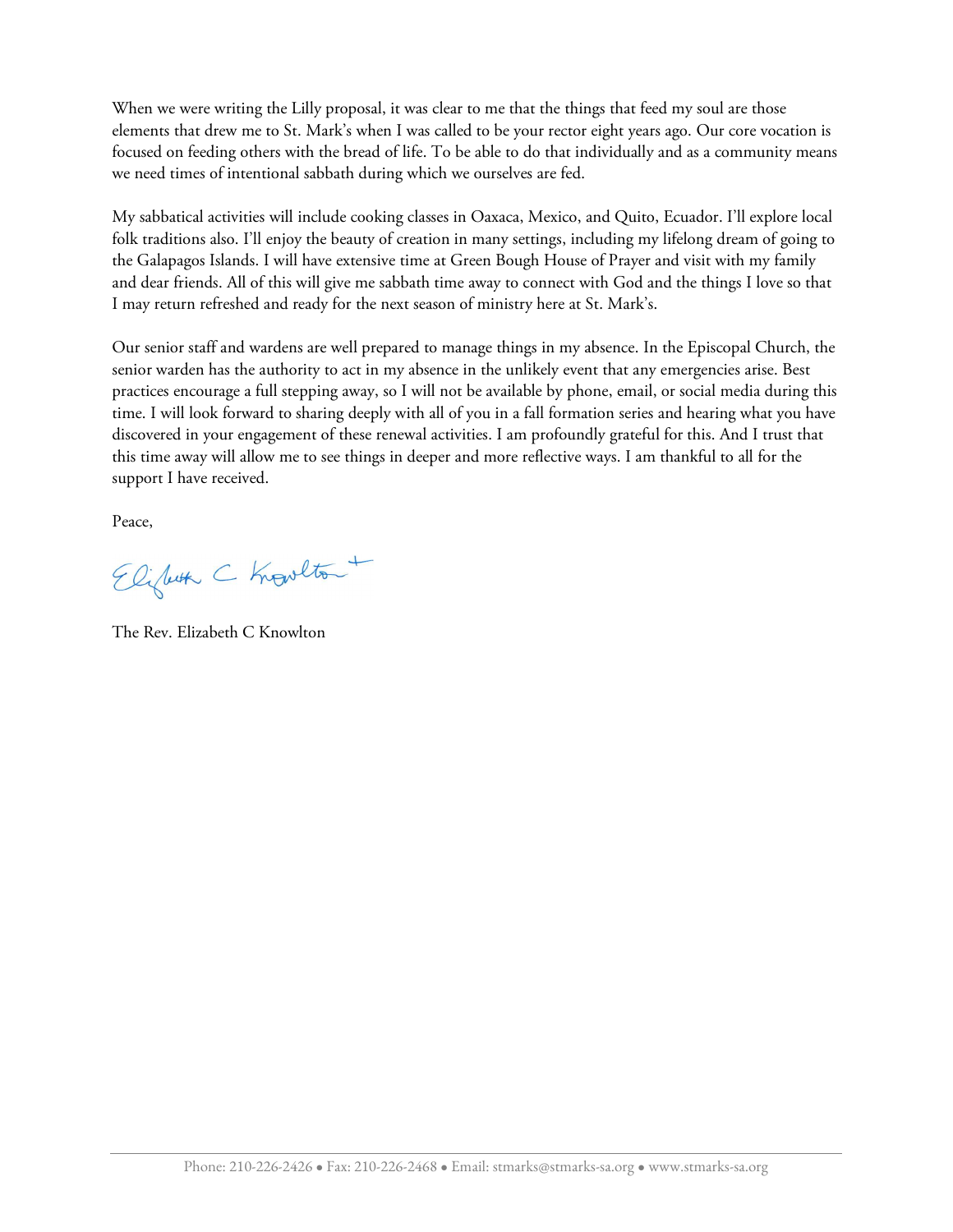When we were writing the Lilly proposal, it was clear to me that the things that feed my soul are those elements that drew me to St. Mark's when I was called to be your rector eight years ago. Our core vocation is focused on feeding others with the bread of life. To be able to do that individually and as a community means we need times of intentional sabbath during which we ourselves are fed.

My sabbatical activities will include cooking classes in Oaxaca, Mexico, and Quito, Ecuador. I'll explore local folk traditions also. I'll enjoy the beauty of creation in many settings, including my lifelong dream of going to the Galapagos Islands. I will have extensive time at Green Bough House of Prayer and visit with my family and dear friends. All of this will give me sabbath time away to connect with God and the things I love so that I may return refreshed and ready for the next season of ministry here at St. Mark's.

Our senior staff and wardens are well prepared to manage things in my absence. In the Episcopal Church, the senior warden has the authority to act in my absence in the unlikely event that any emergencies arise. Best practices encourage a full stepping away, so I will not be available by phone, email, or social media during this time. I will look forward to sharing deeply with all of you in a fall formation series and hearing what you have discovered in your engagement of these renewal activities. I am profoundly grateful for this. And I trust that this time away will allow me to see things in deeper and more reflective ways. I am thankful to all for the support I have received.

Peace,

Elizabeth C Knowlton +

The Rev. Elizabeth C Knowlton

Phone: 210-226-2426 • Fax: 210-226-2468 • Email: stmarks@stmarks-sa.org • www.stmarks-sa.org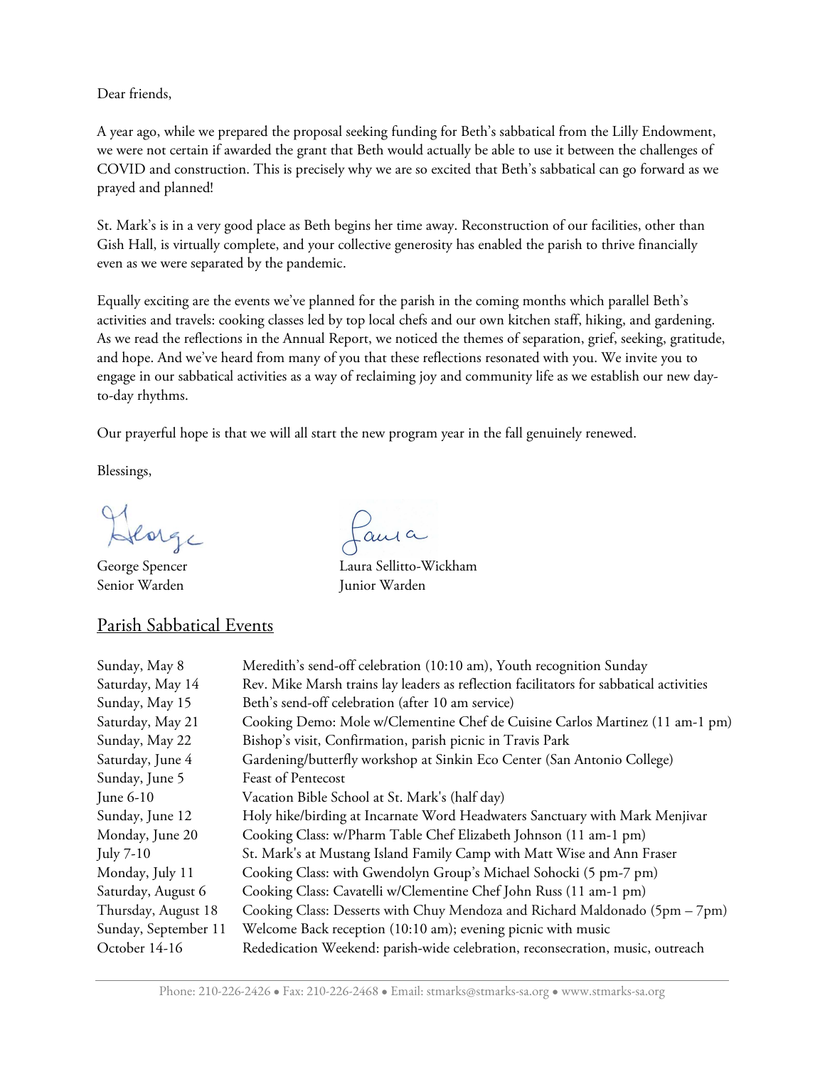Dear friends,

A year ago, while we prepared the proposal seeking funding for Beth's sabbatical from the Lilly Endowment, we were not certain if awarded the grant that Beth would actually be able to use it between the challenges of COVID and construction. This is precisely why we are so excited that Beth's sabbatical can go forward as we prayed and planned!

St. Mark's is in a very good place as Beth begins her time away. Reconstruction of our facilities, other than Gish Hall, is virtually complete, and your collective generosity has enabled the parish to thrive financially even as we were separated by the pandemic.

Equally exciting are the events we've planned for the parish in the coming months which parallel Beth's activities and travels: cooking classes led by top local chefs and our own kitchen staff, hiking, and gardening. As we read the reflections in the Annual Report, we noticed the themes of separation, grief, seeking, gratitude, and hope. And we've heard from many of you that these reflections resonated with you. We invite you to engage in our sabbatical activities as a way of reclaiming joy and community life as we establish our new day-to-day rhythms.

Our prayerful hope is that we will all start the new program year in the fall genuinely renewed.

Blessings,

George Spencer
Senior Warden

Laura Sellitto-Wickham
Junior Warden

## Parish Sabbatical Events

| | |
|---|---|
| Sunday, May 8 | Meredith's send-off celebration (10:10 am), Youth recognition Sunday |
| Saturday, May 14 | Rev. Mike Marsh trains lay leaders as reflection facilitators for sabbatical activities |
| Sunday, May 15 | Beth's send-off celebration (after 10 am service) |
| Saturday, May 21 | Cooking Demo: Mole w/Clementine Chef de Cuisine Carlos Martinez (11 am-1 pm) |
| Sunday, May 22 | Bishop's visit, Confirmation, parish picnic in Travis Park |
| Saturday, June 4 | Gardening/butterfly workshop at Sinkin Eco Center (San Antonio College) |
| Sunday, June 5 | Feast of Pentecost |
| June 6-10 | Vacation Bible School at St. Mark's (half day) |
| Sunday, June 12 | Holy hike/birding at Incarnate Word Headwaters Sanctuary with Mark Menjivar |
| Monday, June 20 | Cooking Class: w/Pharm Table Chef Elizabeth Johnson (11 am-1 pm) |
| July 7-10 | St. Mark's at Mustang Island Family Camp with Matt Wise and Ann Fraser |
| Monday, July 11 | Cooking Class: with Gwendolyn Group's Michael Sohocki (5 pm-7 pm) |
| Saturday, August 6 | Cooking Class: Cavatelli w/Clementine Chef John Russ (11 am-1 pm) |
| Thursday, August 18 | Cooking Class: Desserts with Chuy Mendoza and Richard Maldonado (5pm – 7pm) |
| Sunday, September 11 | Welcome Back reception (10:10 am); evening picnic with music |
| October 14-16 | Rededication Weekend: parish-wide celebration, reconsecration, music, outreach |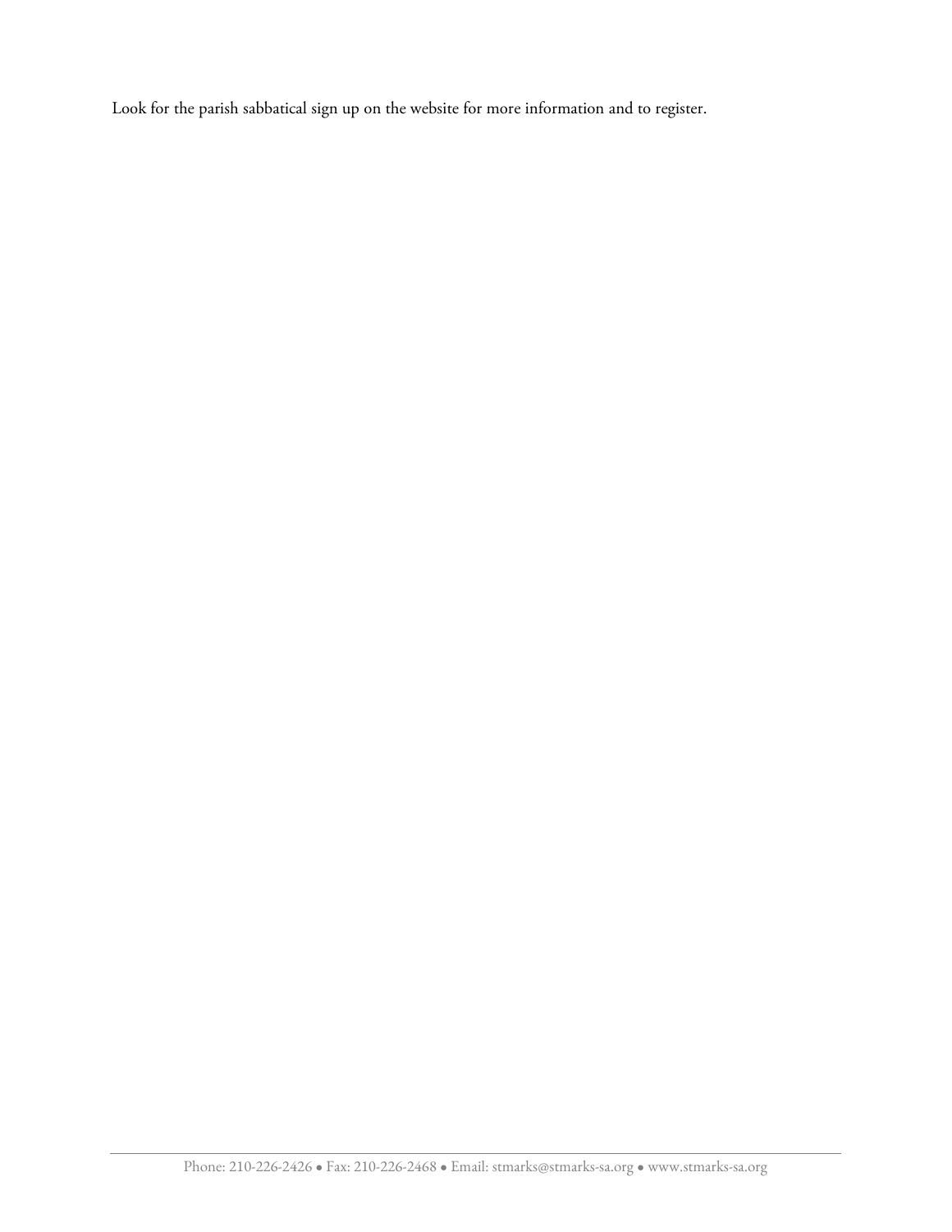Look for the parish sabbatical sign up on the website for more information and to register.